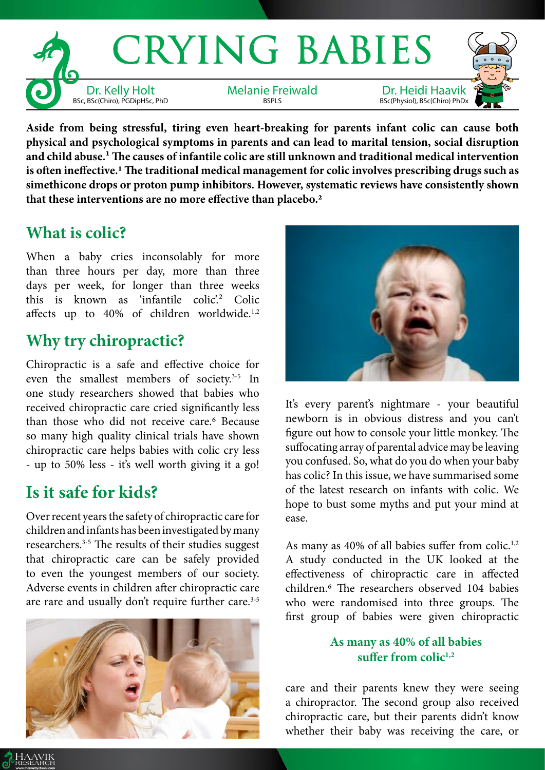# CRYING BABIES

Dr. Kelly Holt
BSc, BSc(Chiro), PGDipHSc, PhD

Melanie Freiwald
BSPLS

Dr. Heidi Haavik
BSc(Physiol), BSc(Chiro) PhDx

**Aside from being stressful, tiring even heart-breaking for parents infant colic can cause both physical and psychological symptoms in parents and can lead to marital tension, social disruption and child abuse.[1] The causes of infantile colic are still unknown and traditional medical intervention is often ineffective.[1] The traditional medical management for colic involves prescribing drugs such as simethicone drops or proton pump inhibitors. However, systematic reviews have consistently shown that these interventions are no more effective than placebo.[2]**

## What is colic?

When a baby cries inconsolably for more than three hours per day, more than three days per week, for longer than three weeks this is known as 'infantile colic'.[2] Colic affects up to 40% of children worldwide.[1,2]

## Why try chiropractic?

Chiropractic is a safe and effective choice for even the smallest members of society.[3-5] In one study researchers showed that babies who received chiropractic care cried significantly less than those who did not receive care.[6] Because so many high quality clinical trials have shown chiropractic care helps babies with colic cry less - up to 50% less - it's well worth giving it a go!

## Is it safe for kids?

Over recent years the safety of chiropractic care for children and infants has been investigated by many researchers.[3-5] The results of their studies suggest that chiropractic care can be safely provided to even the youngest members of our society. Adverse events in children after chiropractic care are rare and usually don't require further care.[3-5]

It's every parent's nightmare - your beautiful newborn is in obvious distress and you can't figure out how to console your little monkey. The suffocating array of parental advice may be leaving you confused. So, what do you do when your baby has colic? In this issue, we have summarised some of the latest research on infants with colic. We hope to bust some myths and put your mind at ease.

As many as 40% of all babies suffer from colic.[1,2] A study conducted in the UK looked at the effectiveness of chiropractic care in affected children.[6] The researchers observed 104 babies who were randomised into three groups. The first group of babies were given chiropractic care and their parents knew they were seeing a chiropractor. The second group also received chiropractic care, but their parents didn't know whether their baby was receiving the care, or

**As many as 40% of all babies suffer from colic[1,2]**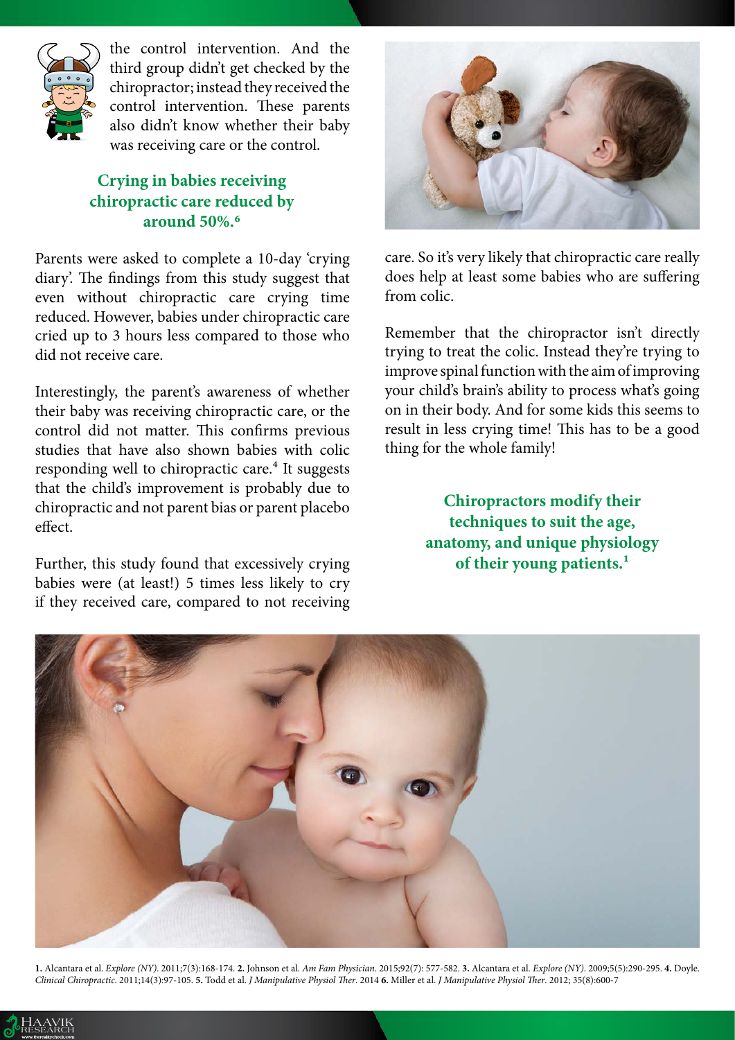the control intervention. And the third group didn't get checked by the chiropractor; instead they received the control intervention. These parents also didn't know whether their baby was receiving care or the control.

**Crying in babies receiving chiropractic care reduced by around 50%.[6]**

Parents were asked to complete a 10-day 'crying diary'. The findings from this study suggest that even without chiropractic care crying time reduced. However, babies under chiropractic care cried up to 3 hours less compared to those who did not receive care.

Interestingly, the parent's awareness of whether their baby was receiving chiropractic care, or the control did not matter. This confirms previous studies that have also shown babies with colic responding well to chiropractic care.[4] It suggests that the child's improvement is probably due to chiropractic and not parent bias or parent placebo effect.

Further, this study found that excessively crying babies were (at least!) 5 times less likely to cry if they received care, compared to not receiving care. So it's very likely that chiropractic care really does help at least some babies who are suffering from colic.

Remember that the chiropractor isn't directly trying to treat the colic. Instead they're trying to improve spinal function with the aim of improving your child's brain's ability to process what's going on in their body. And for some kids this seems to result in less crying time! This has to be a good thing for the whole family!

**Chiropractors modify their techniques to suit the age, anatomy, and unique physiology of their young patients.[1]**

**1.** Alcantara et al. *Explore (NY)*. 2011;7(3):168-174. **2.** Johnson et al. *Am Fam Physician*. 2015;92(7): 577-582. **3.** Alcantara et al. *Explore (NY)*. 2009;5(5):290-295. **4.** Doyle. *Clinical Chiropractic*. 2011;14(3):97-105. **5.** Todd et al. *J Manipulative Physiol Ther*. 2014 **6.** Miller et al. *J Manipulative Physiol Ther*. 2012; 35(8):600-7